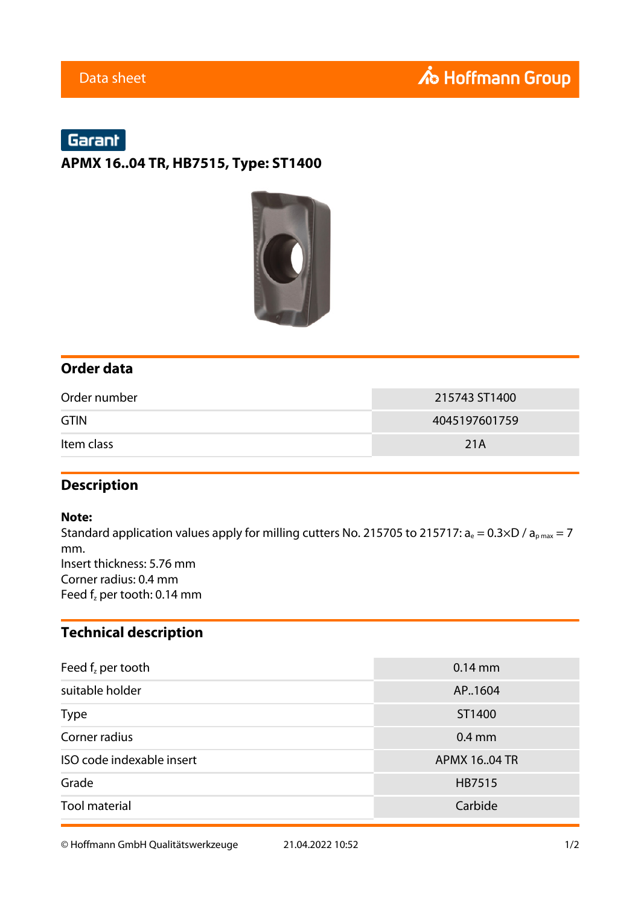Data sheet

Hoffmann Group

Garant

## APMX 16..04 TR, HB7515, Type: ST1400

## Order data

| | |
|---|---|
| Order number | 215743 ST1400 |
| GTIN | 4045197601759 |
| Item class | 21A |

## Description

**Note:**
Standard application values apply for milling cutters No. 215705 to 215717: $a_e = 0.3 \times D$ / $a_{p\,max} = 7$ mm.
Insert thickness: 5.76 mm
Corner radius: 0.4 mm
Feed $f_z$ per tooth: 0.14 mm

## Technical description

| | |
|---|---|
| Feed $f_z$ per tooth | 0.14 mm |
| suitable holder | AP..1604 |
| Type | ST1400 |
| Corner radius | 0.4 mm |
| ISO code indexable insert | APMX 16..04 TR |
| Grade | HB7515 |
| Tool material | Carbide |

© Hoffmann GmbH Qualitätswerkzeuge 21.04.2022 10:52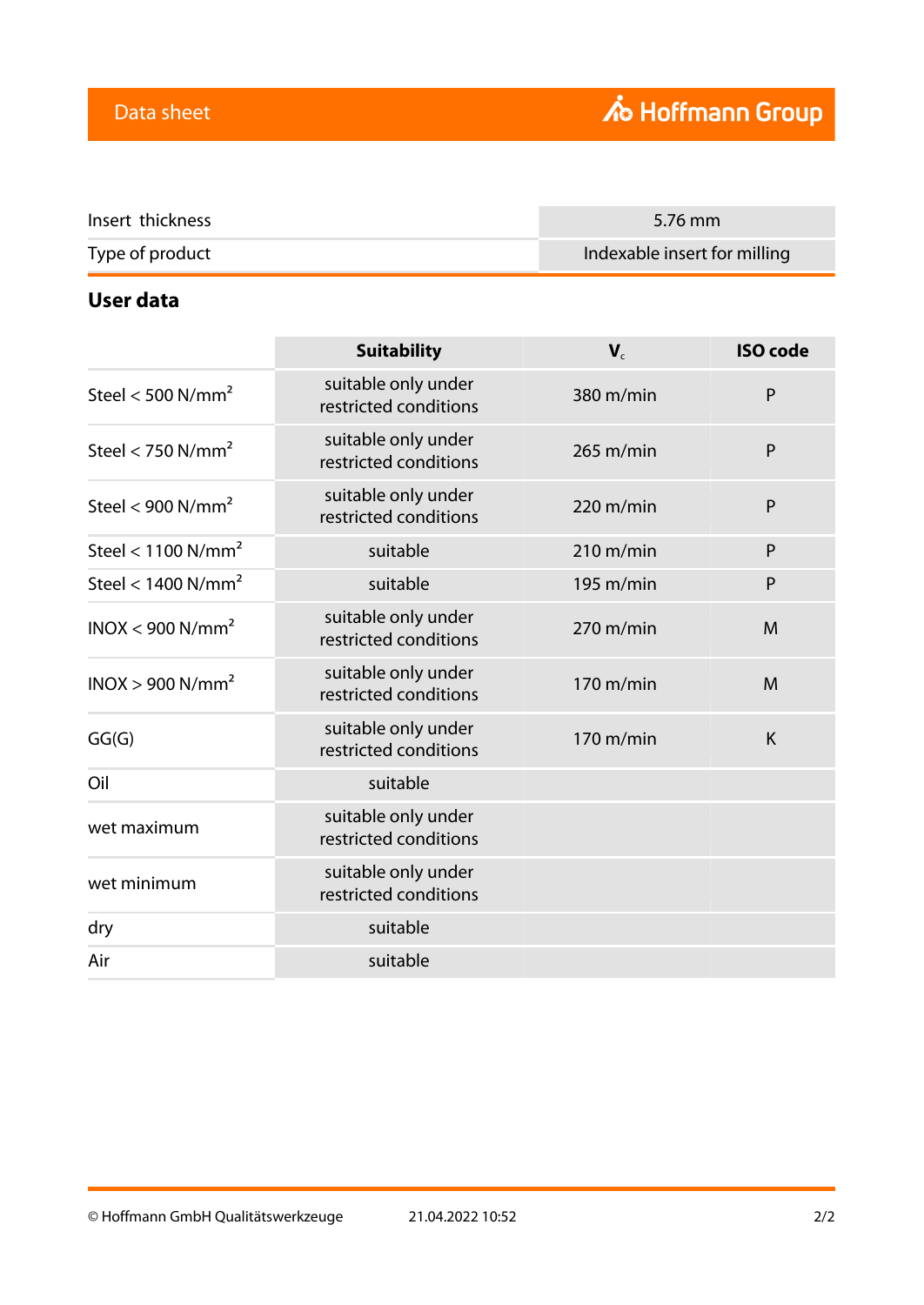| | |
|---|---|
| Insert thickness | 5.76 mm |
| Type of product | Indexable insert for milling |

## User data

| | Suitability | $V_c$ | ISO code |
|---|---|---|---|
| Steel < 500 N/mm² | suitable only under restricted conditions | 380 m/min | P |
| Steel < 750 N/mm² | suitable only under restricted conditions | 265 m/min | P |
| Steel < 900 N/mm² | suitable only under restricted conditions | 220 m/min | P |
| Steel < 1100 N/mm² | suitable | 210 m/min | P |
| Steel < 1400 N/mm² | suitable | 195 m/min | P |
| INOX < 900 N/mm² | suitable only under restricted conditions | 270 m/min | M |
| INOX > 900 N/mm² | suitable only under restricted conditions | 170 m/min | M |
| GG(G) | suitable only under restricted conditions | 170 m/min | K |
| Oil | suitable | | |
| wet maximum | suitable only under restricted conditions | | |
| wet minimum | suitable only under restricted conditions | | |
| dry | suitable | | |
| Air | suitable | | |